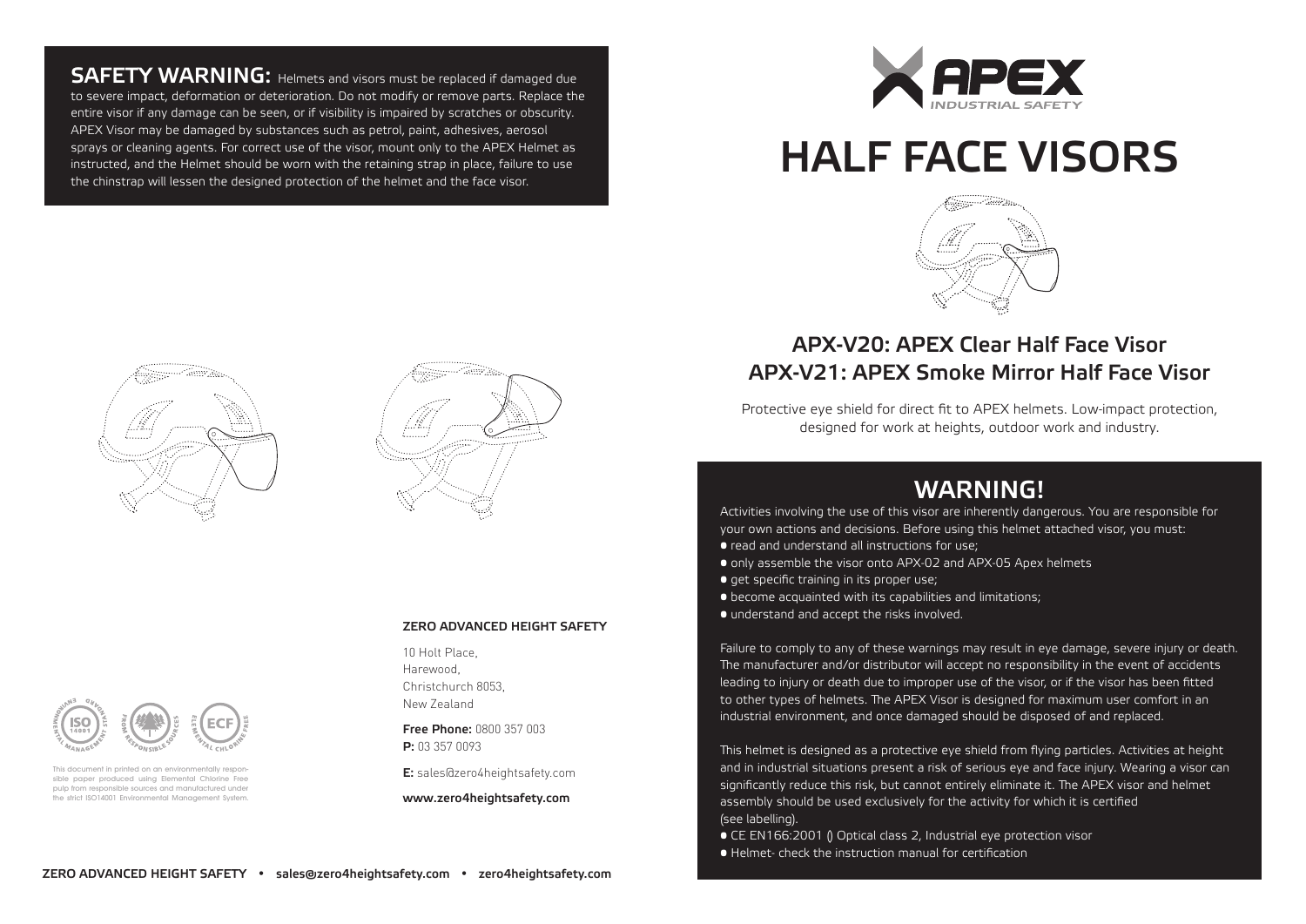**SAFETY WARNING:** Helmets and visors must be replaced if damaged due to severe impact, deformation or deterioration. Do not modify or remove parts. Replace the entire visor if any damage can be seen, or if visibility is impaired by scratches or obscurity. APEX Visor may be damaged by substances such as petrol, paint, adhesives, aerosol sprays or cleaning agents. For correct use of the visor, mount only to the APEX Helmet as instructed, and the Helmet should be worn with the retaining strap in place, failure to use the chinstrap will lessen the designed protection of the helmet and the face visor.

This document in printed on an environmentally responsible paper produced using Elemental Chlorine Free pulp from responsible sources and manufactured under the strict ISO14001 Environmental Management System.

**ZERO ADVANCED HEIGHT SAFETY**

10 Holt Place,
Harewood,
Christchurch 8053,
New Zealand

**Free Phone:** 0800 357 003
**P:** 03 357 0093

**E:** sales@zero4heightsafety.com

**www.zero4heightsafety.com**

APEX INDUSTRIAL SAFETY

# HALF FACE VISORS

## APX-V20: APEX Clear Half Face Visor
## APX-V21: APEX Smoke Mirror Half Face Visor

Protective eye shield for direct fit to APEX helmets. Low-impact protection, designed for work at heights, outdoor work and industry.

## WARNING!

Activities involving the use of this visor are inherently dangerous. You are responsible for your own actions and decisions. Before using this helmet attached visor, you must:

- read and understand all instructions for use;
- only assemble the visor onto APX-02 and APX-05 Apex helmets
- get specific training in its proper use;
- become acquainted with its capabilities and limitations;
- understand and accept the risks involved.

Failure to comply to any of these warnings may result in eye damage, severe injury or death. The manufacturer and/or distributor will accept no responsibility in the event of accidents leading to injury or death due to improper use of the visor, or if the visor has been fitted to other types of helmets. The APEX Visor is designed for maximum user comfort in an industrial environment, and once damaged should be disposed of and replaced.

This helmet is designed as a protective eye shield from flying particles. Activities at height and in industrial situations present a risk of serious eye and face injury. Wearing a visor can significantly reduce this risk, but cannot entirely eliminate it. The APEX visor and helmet assembly should be used exclusively for the activity for which it is certified (see labelling).

- CE EN166:2001 () Optical class 2, Industrial eye protection visor
- Helmet- check the instruction manual for certification

ZERO ADVANCED HEIGHT SAFETY • sales@zero4heightsafety.com • zero4heightsafety.com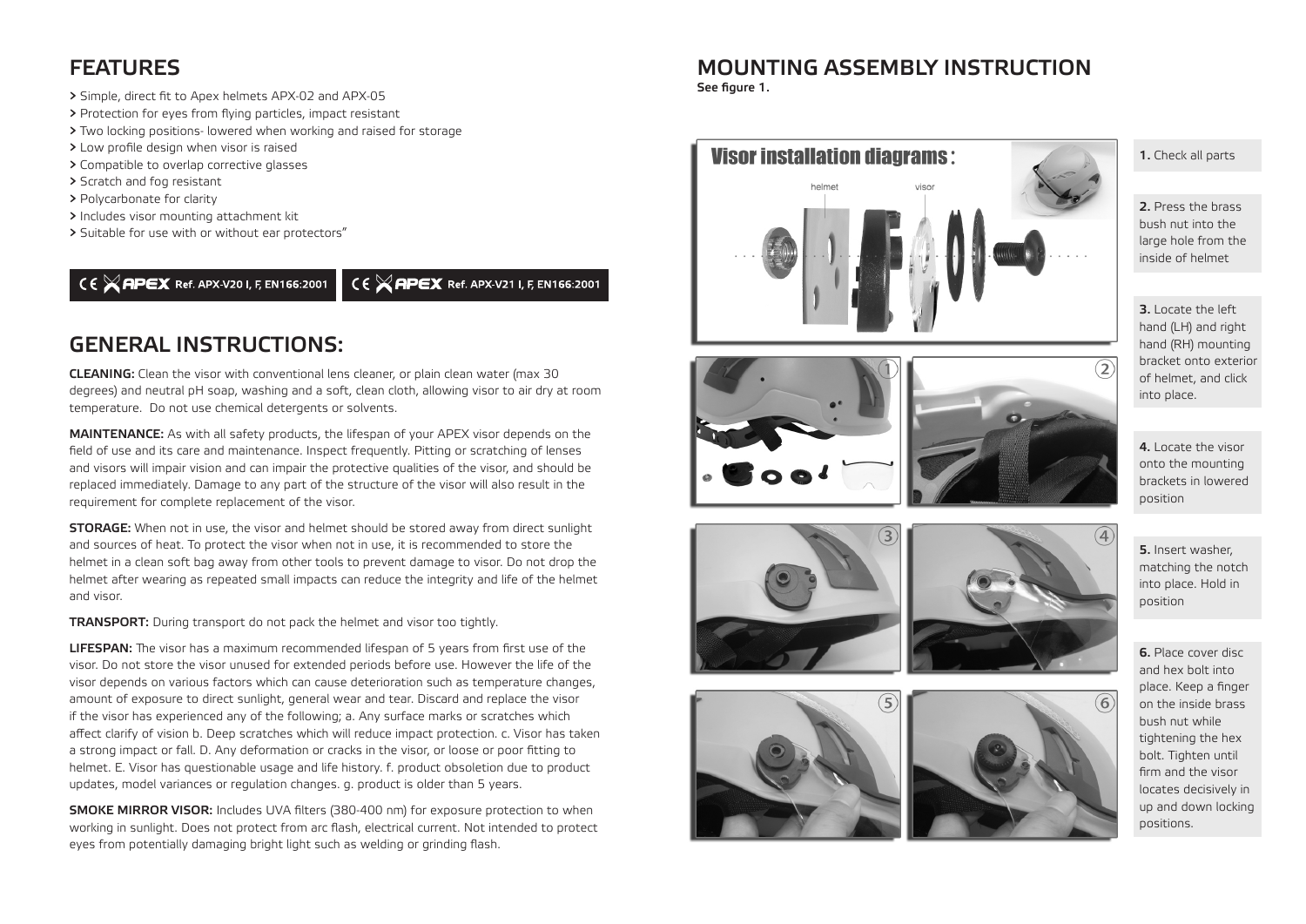## FEATURES

- > Simple, direct fit to Apex helmets APX-02 and APX-05
- > Protection for eyes from flying particles, impact resistant
- > Two locking positions- lowered when working and raised for storage
- > Low profile design when visor is raised
- > Compatible to overlap corrective glasses
- > Scratch and fog resistant
- > Polycarbonate for clarity
- > Includes visor mounting attachment kit
- > Suitable for use with or without ear protectors"

CE APEX Ref. APX-V20 I, F, EN166:2001 CE APEX Ref. APX-V21 I, F, EN166:2001

## GENERAL INSTRUCTIONS:

**CLEANING:** Clean the visor with conventional lens cleaner, or plain clean water (max 30 degrees) and neutral pH soap, washing and a soft, clean cloth, allowing visor to air dry at room temperature. Do not use chemical detergents or solvents.

**MAINTENANCE:** As with all safety products, the lifespan of your APEX visor depends on the field of use and its care and maintenance. Inspect frequently. Pitting or scratching of lenses and visors will impair vision and can impair the protective qualities of the visor, and should be replaced immediately. Damage to any part of the structure of the visor will also result in the requirement for complete replacement of the visor.

**STORAGE:** When not in use, the visor and helmet should be stored away from direct sunlight and sources of heat. To protect the visor when not in use, it is recommended to store the helmet in a clean soft bag away from other tools to prevent damage to visor. Do not drop the helmet after wearing as repeated small impacts can reduce the integrity and life of the helmet and visor.

**TRANSPORT:** During transport do not pack the helmet and visor too tightly.

**LIFESPAN:** The visor has a maximum recommended lifespan of 5 years from first use of the visor. Do not store the visor unused for extended periods before use. However the life of the visor depends on various factors which can cause deterioration such as temperature changes, amount of exposure to direct sunlight, general wear and tear. Discard and replace the visor if the visor has experienced any of the following; a. Any surface marks or scratches which affect clarify of vision b. Deep scratches which will reduce impact protection. c. Visor has taken a strong impact or fall. D. Any deformation or cracks in the visor, or loose or poor fitting to helmet. E. Visor has questionable usage and life history. f. product obsoletion due to product updates, model variances or regulation changes. g. product is older than 5 years.

**SMOKE MIRROR VISOR:** Includes UVA filters (380-400 nm) for exposure protection to when working in sunlight. Does not protect from arc flash, electrical current. Not intended to protect eyes from potentially damaging bright light such as welding or grinding flash.

## MOUNTING ASSEMBLY INSTRUCTION

**See figure 1.**

Visor installation diagrams:

helmet

visor

**1.** Check all parts

**2.** Press the brass bush nut into the large hole from the inside of helmet

**3.** Locate the left hand (LH) and right hand (RH) mounting bracket onto exterior of helmet, and click into place.

**4.** Locate the visor onto the mounting brackets in lowered position

**5.** Insert washer, matching the notch into place. Hold in position

**6.** Place cover disc and hex bolt into place. Keep a finger on the inside brass bush nut while tightening the hex bolt. Tighten until firm and the visor locates decisively in up and down locking positions.